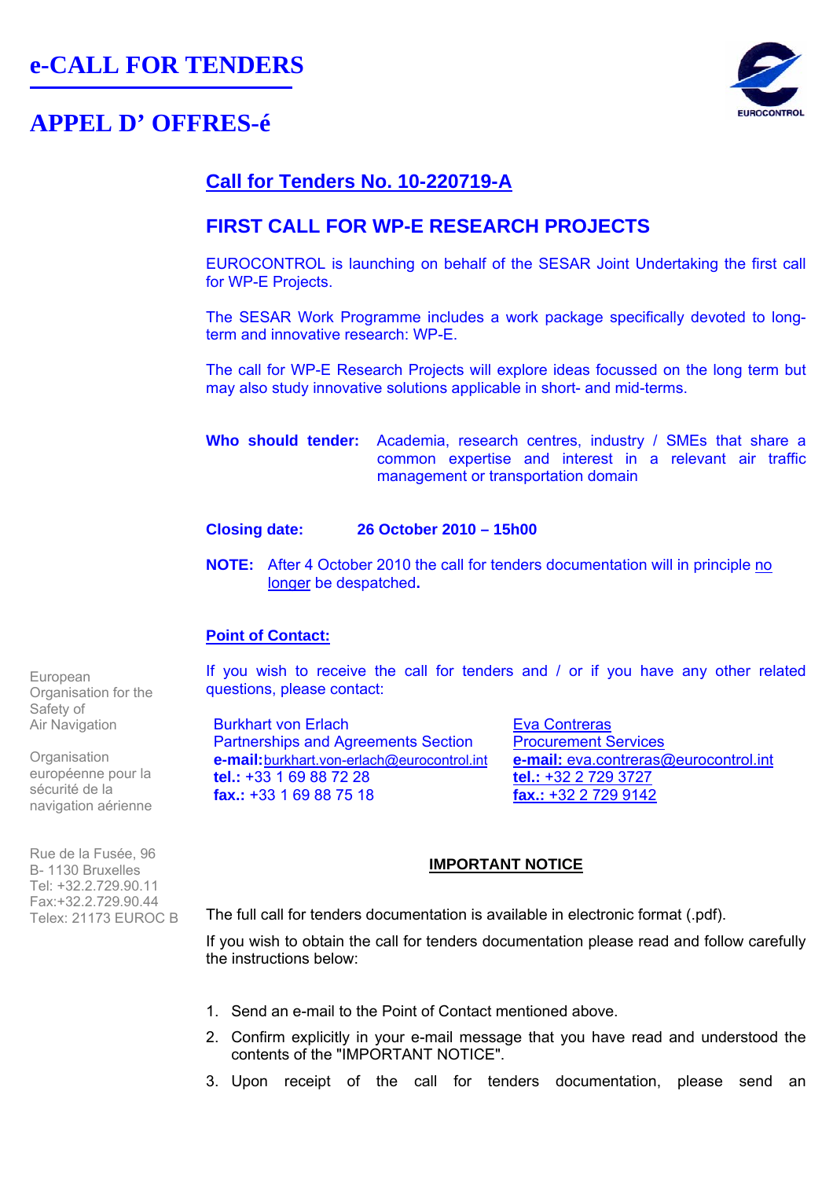# e-CALL FOR TENDERS

# APPEL D' OFFRES-é

EUROCONTROL

## Call for Tenders No. 10-220719-A

## FIRST CALL FOR WP-E RESEARCH PROJECTS

EUROCONTROL is launching on behalf of the SESAR Joint Undertaking the first call for WP-E Projects.

The SESAR Work Programme includes a work package specifically devoted to long-term and innovative research: WP-E.

The call for WP-E Research Projects will explore ideas focussed on the long term but may also study innovative solutions applicable in short- and mid-terms.

**Who should tender:** Academia, research centres, industry / SMEs that share a common expertise and interest in a relevant air traffic management or transportation domain

**Closing date:** **26 October 2010 – 15h00**

**NOTE:** After 4 October 2010 the call for tenders documentation will in principle no longer be despatched**.**

**Point of Contact:**

If you wish to receive the call for tenders and / or if you have any other related questions, please contact:

Burkhart von Erlach
Partnerships and Agreements Section
**e-mail:** burkhart.von-erlach@eurocontrol.int
**tel.:** +33 1 69 88 72 28
**fax.:** +33 1 69 88 75 18

Eva Contreras
Procurement Services
**e-mail:** eva.contreras@eurocontrol.int
**tel.:** +32 2 729 3727
**fax.:** +32 2 729 9142

European Organisation for the Safety of Air Navigation

Organisation européenne pour la sécurité de la navigation aérienne

Rue de la Fusée, 96
B- 1130 Bruxelles
Tel: +32.2.729.90.11
Fax:+32.2.729.90.44
Telex: 21173 EUROC B

**IMPORTANT NOTICE**

The full call for tenders documentation is available in electronic format (.pdf).

If you wish to obtain the call for tenders documentation please read and follow carefully the instructions below:

1. Send an e-mail to the Point of Contact mentioned above.
2. Confirm explicitly in your e-mail message that you have read and understood the contents of the "IMPORTANT NOTICE".
3. Upon receipt of the call for tenders documentation, please send an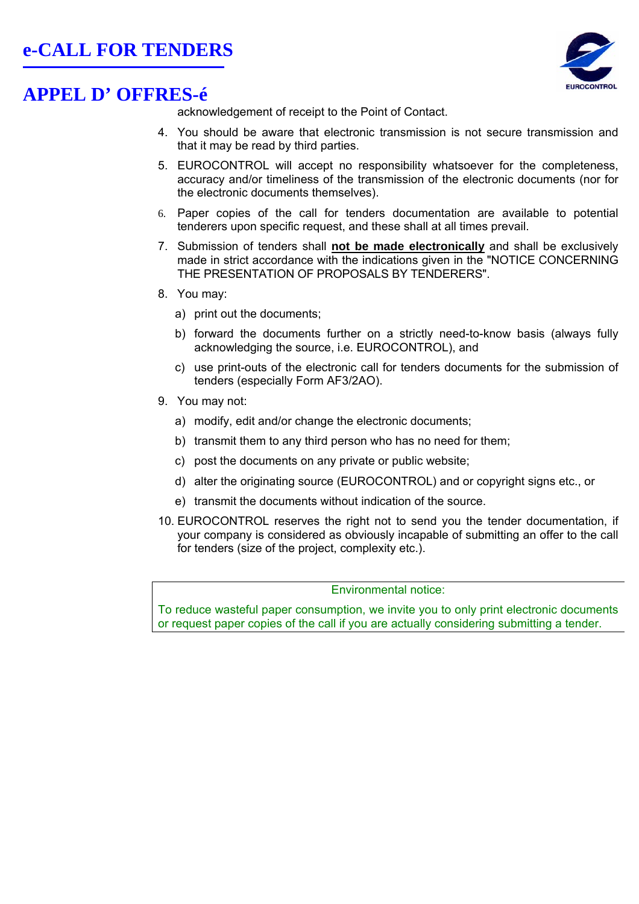acknowledgement of receipt to the Point of Contact.

4. You should be aware that electronic transmission is not secure transmission and that it may be read by third parties.
5. EUROCONTROL will accept no responsibility whatsoever for the completeness, accuracy and/or timeliness of the transmission of the electronic documents (nor for the electronic documents themselves).
6. Paper copies of the call for tenders documentation are available to potential tenderers upon specific request, and these shall at all times prevail.
7. Submission of tenders shall **not be made electronically** and shall be exclusively made in strict accordance with the indications given in the "NOTICE CONCERNING THE PRESENTATION OF PROPOSALS BY TENDERERS".
8. You may:
   a) print out the documents;
   b) forward the documents further on a strictly need-to-know basis (always fully acknowledging the source, i.e. EUROCONTROL), and
   c) use print-outs of the electronic call for tenders documents for the submission of tenders (especially Form AF3/2AO).
9. You may not:
   a) modify, edit and/or change the electronic documents;
   b) transmit them to any third person who has no need for them;
   c) post the documents on any private or public website;
   d) alter the originating source (EUROCONTROL) and or copyright signs etc., or
   e) transmit the documents without indication of the source.
10. EUROCONTROL reserves the right not to send you the tender documentation, if your company is considered as obviously incapable of submitting an offer to the call for tenders (size of the project, complexity etc.).

Environmental notice:

To reduce wasteful paper consumption, we invite you to only print electronic documents or request paper copies of the call if you are actually considering submitting a tender.